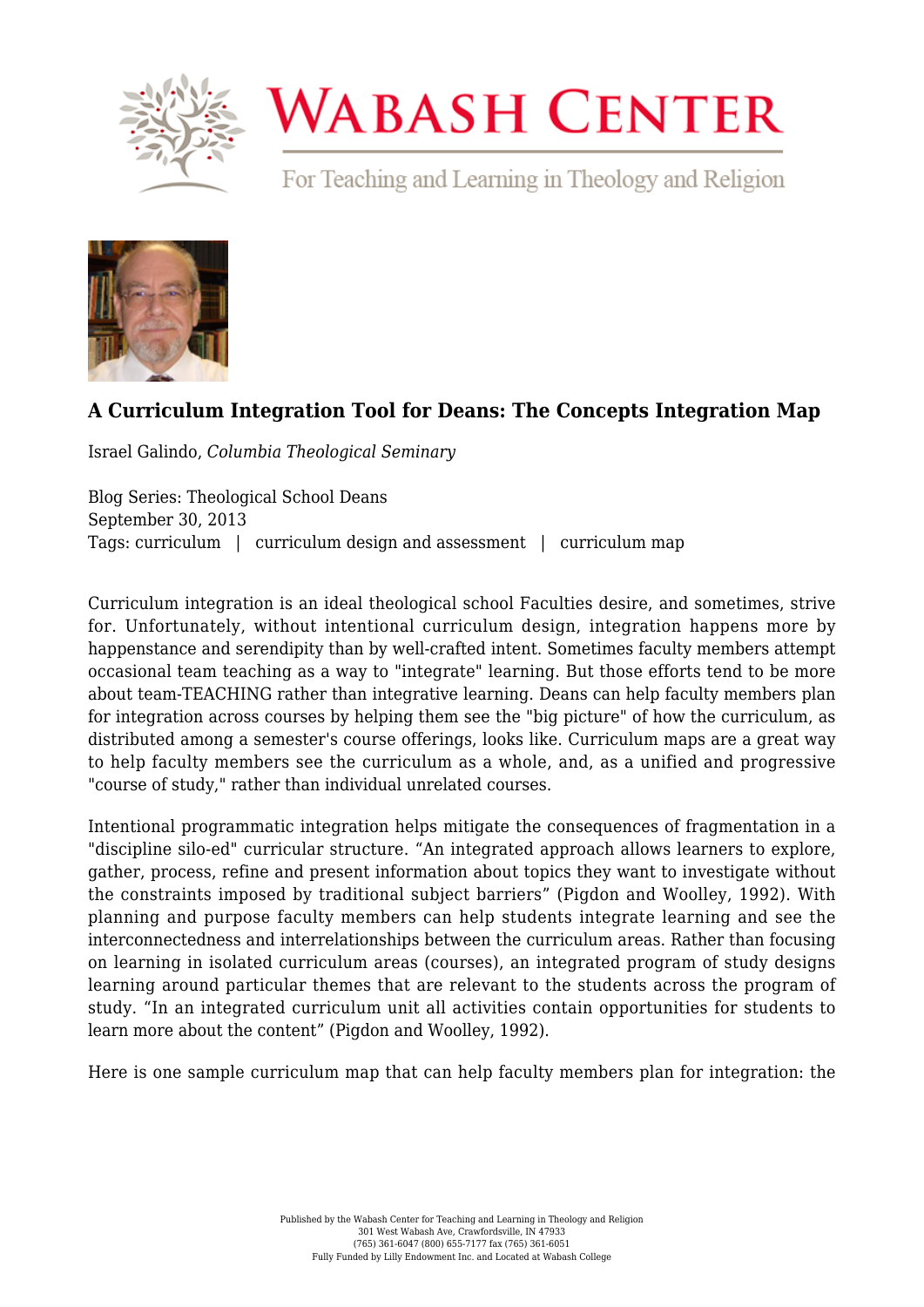# A Curriculum Integration Tool for Deans: The Concepts Integration Map

Israel Galindo, *Columbia Theological Seminary*

Blog Series: Theological School Deans
September 30, 2013
Tags: curriculum | curriculum design and assessment | curriculum map

Curriculum integration is an ideal theological school Faculties desire, and sometimes, strive for. Unfortunately, without intentional curriculum design, integration happens more by happenstance and serendipity than by well-crafted intent. Sometimes faculty members attempt occasional team teaching as a way to "integrate" learning. But those efforts tend to be more about team-TEACHING rather than integrative learning. Deans can help faculty members plan for integration across courses by helping them see the "big picture" of how the curriculum, as distributed among a semester's course offerings, looks like. Curriculum maps are a great way to help faculty members see the curriculum as a whole, and, as a unified and progressive "course of study," rather than individual unrelated courses.

Intentional programmatic integration helps mitigate the consequences of fragmentation in a "discipline silo-ed" curricular structure. "An integrated approach allows learners to explore, gather, process, refine and present information about topics they want to investigate without the constraints imposed by traditional subject barriers" (Pigdon and Woolley, 1992). With planning and purpose faculty members can help students integrate learning and see the interconnectedness and interrelationships between the curriculum areas. Rather than focusing on learning in isolated curriculum areas (courses), an integrated program of study designs learning around particular themes that are relevant to the students across the program of study. "In an integrated curriculum unit all activities contain opportunities for students to learn more about the content" (Pigdon and Woolley, 1992).

Here is one sample curriculum map that can help faculty members plan for integration: the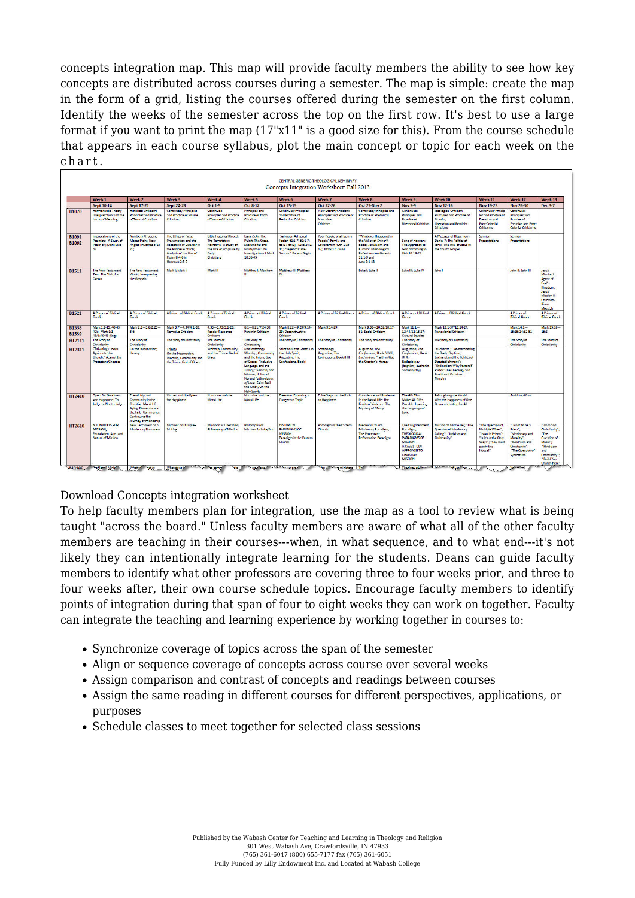concepts integration map. This map will provide faculty members the ability to see how key concepts are distributed across courses during a semester. The map is simple: create the map in the form of a grid, listing the courses offered during the semester on the first column. Identify the weeks of the semester across the top on the first row. It's best to use a large format if you want to print the map (17"x11" is a good size for this). From the course schedule that appears in each course syllabus, plot the main concept or topic for each week on the chart.

Download Concepts integration worksheet

To help faculty members plan for integration, use the map as a tool to review what is being taught "across the board." Unless faculty members are aware of what all of the other faculty members are teaching in their courses---when, in what sequence, and to what end---it's not likely they can intentionally integrate learning for the students. Deans can guide faculty members to identify what other professors are covering three to four weeks prior, and three to four weeks after, their own course schedule topics. Encourage faculty members to identify points of integration during that span of four to eight weeks they can work on together. Faculty can integrate the teaching and learning experience by working together in courses to:

- Synchronize coverage of topics across the span of the semester
- Align or sequence coverage of concepts across course over several weeks
- Assign comparison and contrast of concepts and readings between courses
- Assign the same reading in different courses for different perspectives, applications, or purposes
- Schedule classes to meet together for selected class sessions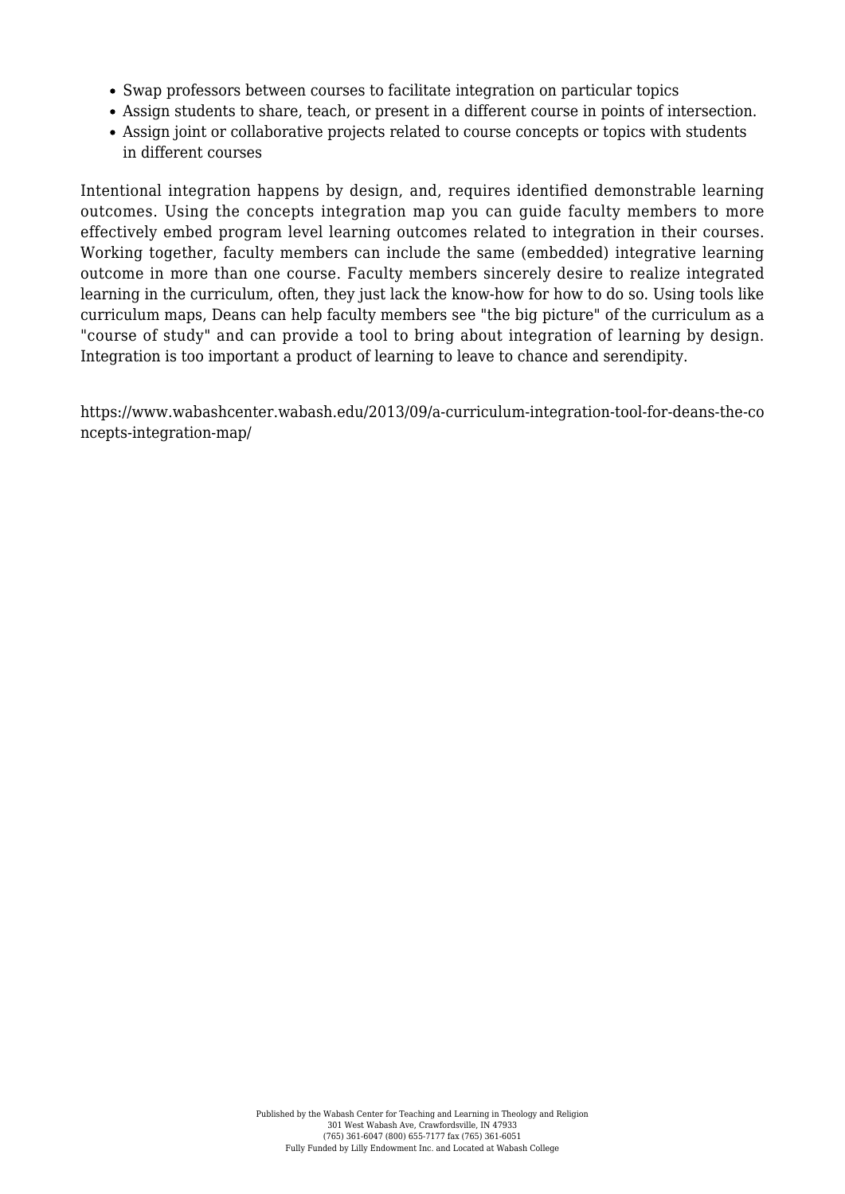- Swap professors between courses to facilitate integration on particular topics
- Assign students to share, teach, or present in a different course in points of intersection.
- Assign joint or collaborative projects related to course concepts or topics with students in different courses

Intentional integration happens by design, and, requires identified demonstrable learning outcomes. Using the concepts integration map you can guide faculty members to more effectively embed program level learning outcomes related to integration in their courses. Working together, faculty members can include the same (embedded) integrative learning outcome in more than one course. Faculty members sincerely desire to realize integrated learning in the curriculum, often, they just lack the know-how for how to do so. Using tools like curriculum maps, Deans can help faculty members see "the big picture" of the curriculum as a "course of study" and can provide a tool to bring about integration of learning by design. Integration is too important a product of learning to leave to chance and serendipity.

https://www.wabashcenter.wabash.edu/2013/09/a-curriculum-integration-tool-for-deans-the-concepts-integration-map/